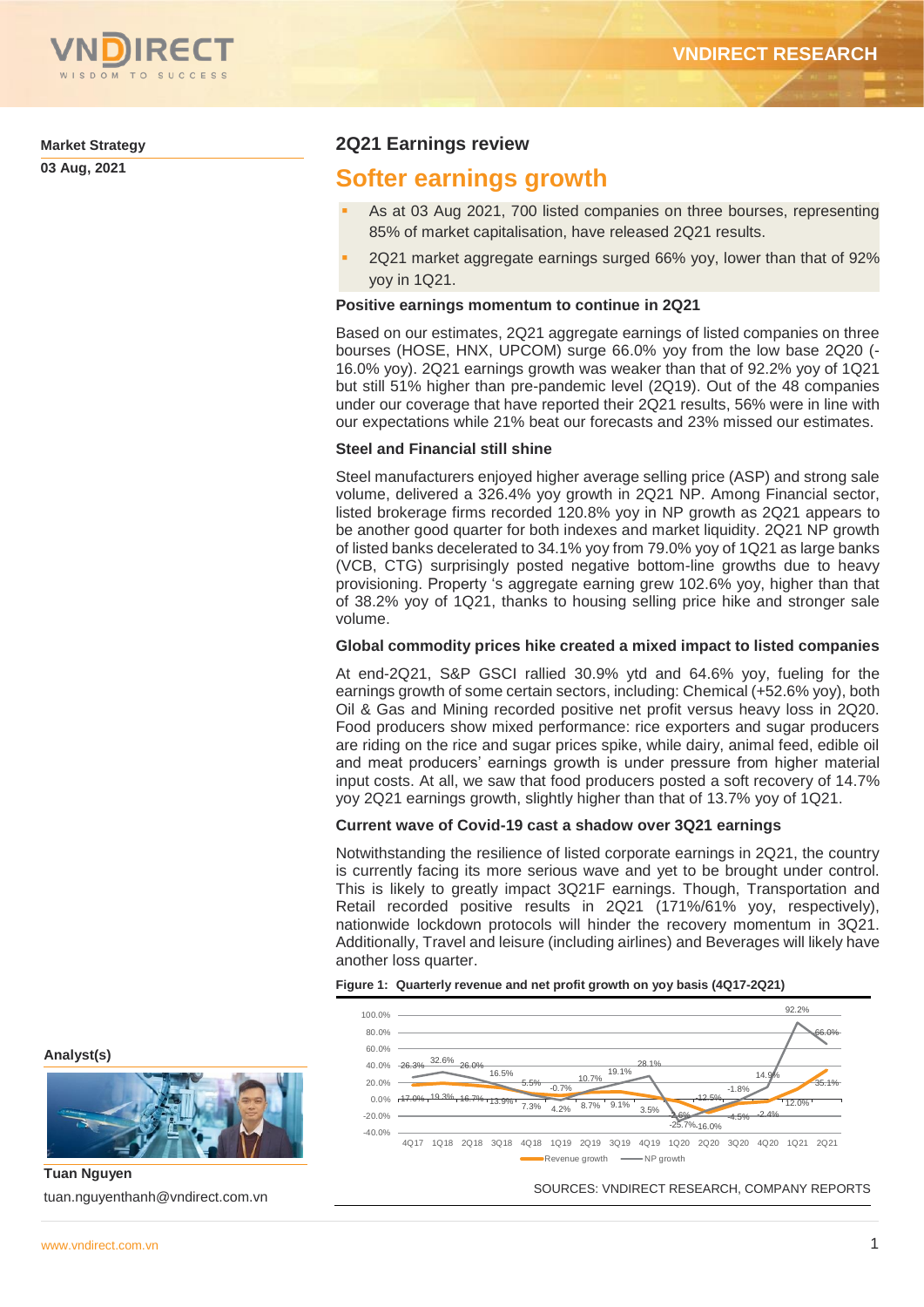Market Strategy

03 Aug, 2021

## 2Q21 Earnings review

# Softer earnings growth

- As at 03 Aug 2021, 700 listed companies on three bourses, representing 85% of market capitalisation, have released 2Q21 results.
- 2Q21 market aggregate earnings surged 66% yoy, lower than that of 92% yoy in 1Q21.

### Positive earnings momentum to continue in 2Q21

Based on our estimates, 2Q21 aggregate earnings of listed companies on three bourses (HOSE, HNX, UPCOM) surge 66.0% yoy from the low base 2Q20 (-16.0% yoy). 2Q21 earnings growth was weaker than that of 92.2% yoy of 1Q21 but still 51% higher than pre-pandemic level (2Q19). Out of the 48 companies under our coverage that have reported their 2Q21 results, 56% were in line with our expectations while 21% beat our forecasts and 23% missed our estimates.

### Steel and Financial still shine

Steel manufacturers enjoyed higher average selling price (ASP) and strong sale volume, delivered a 326.4% yoy growth in 2Q21 NP. Among Financial sector, listed brokerage firms recorded 120.8% yoy in NP growth as 2Q21 appears to be another good quarter for both indexes and market liquidity. 2Q21 NP growth of listed banks decelerated to 34.1% yoy from 79.0% yoy of 1Q21 as large banks (VCB, CTG) surprisingly posted negative bottom-line growths due to heavy provisioning. Property 's aggregate earning grew 102.6% yoy, higher than that of 38.2% yoy of 1Q21, thanks to housing selling price hike and stronger sale volume.

### Global commodity prices hike created a mixed impact to listed companies

At end-2Q21, S&P GSCI rallied 30.9% ytd and 64.6% yoy, fueling for the earnings growth of some certain sectors, including: Chemical (+52.6% yoy), both Oil & Gas and Mining recorded positive net profit versus heavy loss in 2Q20. Food producers show mixed performance: rice exporters and sugar producers are riding on the rice and sugar prices spike, while dairy, animal feed, edible oil and meat producers' earnings growth is under pressure from higher material input costs. At all, we saw that food producers posted a soft recovery of 14.7% yoy 2Q21 earnings growth, slightly higher than that of 13.7% yoy of 1Q21.

### Current wave of Covid-19 cast a shadow over 3Q21 earnings

Notwithstanding the resilience of listed corporate earnings in 2Q21, the country is currently facing its more serious wave and yet to be brought under control. This is likely to greatly impact 3Q21F earnings. Though, Transportation and Retail recorded positive results in 2Q21 (171%/61% yoy, respectively), nationwide lockdown protocols will hinder the recovery momentum in 3Q21. Additionally, Travel and leisure (including airlines) and Beverages will likely have another loss quarter.

**Figure 1: Quarterly revenue and net profit growth on yoy basis (4Q17-2Q21)**

100.0%
80.0%
60.0%
40.0%
20.0%
0.0%
-20.0%
-40.0%

4Q17 1Q18 2Q18 3Q18 4Q18 1Q19 2Q19 3Q19 4Q19 1Q20 2Q20 3Q20 4Q20 1Q21 2Q21

26.3% 32.6% 26.0% 16.5% 5.5% -0.7% 10.7% 19.1% 28.1% -25.7% -16.0% -1.8% 14.9% 92.2% 66.0%

17.0% 19.3% 16.7% 13.9% 7.3% 4.2% 8.7% 9.1% 3.5% -2.6% -12.5% -4.5% -2.4% 12.0% 35.1%

Revenue growth — NP growth

SOURCES: VNDIRECT RESEARCH, COMPANY REPORTS

Analyst(s)

Tuan Nguyen

tuan.nguyenthanh@vndirect.com.vn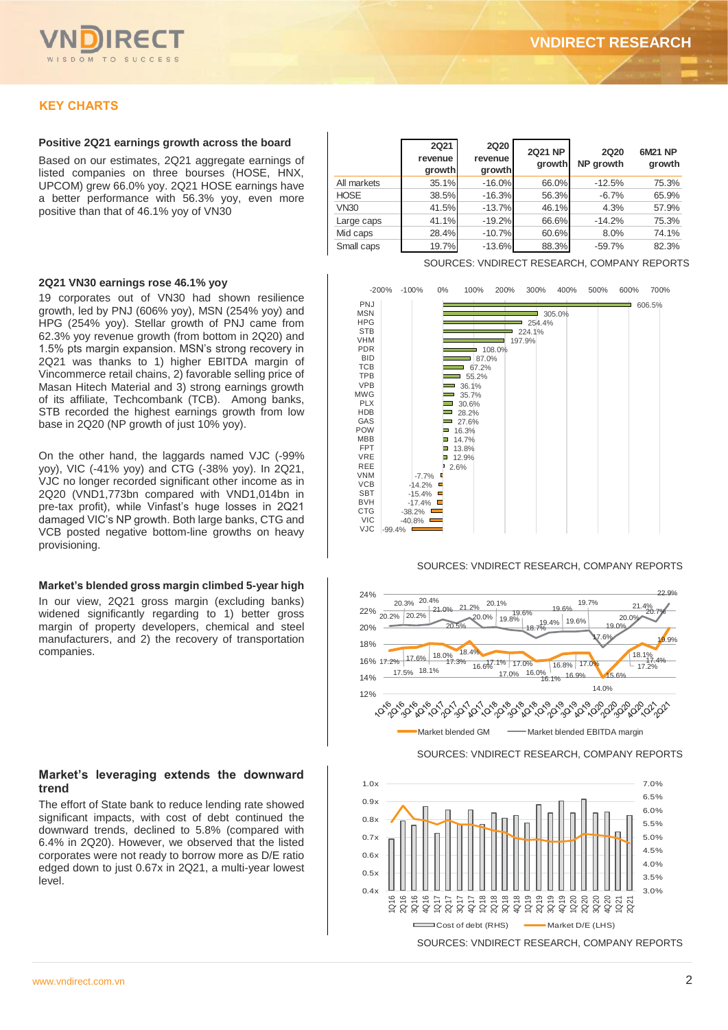## KEY CHARTS

### Positive 2Q21 earnings growth across the board

Based on our estimates, 2Q21 aggregate earnings of listed companies on three bourses (HOSE, HNX, UPCOM) grew 66.0% yoy. 2Q21 HOSE earnings have a better performance with 56.3% yoy, even more positive than that of 46.1% yoy of VN30

| | 2Q21 revenue growth | 2Q20 revenue growth | 2Q21 NP growth | 2Q20 NP growth | 6M21 NP growth |
|---|---|---|---|---|---|
| All markets | 35.1% | -16.0% | 66.0% | -12.5% | 75.3% |
| HOSE | 38.5% | -16.3% | 56.3% | -6.7% | 65.9% |
| VN30 | 41.5% | -13.7% | 46.1% | 4.3% | 57.9% |
| Large caps | 41.1% | -19.2% | 66.6% | -14.2% | 75.3% |
| Mid caps | 28.4% | -10.7% | 60.6% | 8.0% | 74.1% |
| Small caps | 19.7% | -13.6% | 88.3% | -59.7% | 82.3% |

SOURCES: VNDIRECT RESEARCH, COMPANY REPORTS

### 2Q21 VN30 earnings rose 46.1% yoy

19 corporates out of VN30 had shown resilience growth, led by PNJ (606% yoy), MSN (254% yoy) and HPG (254% yoy). Stellar growth of PNJ came from 62.3% yoy revenue growth (from bottom in 2Q20) and 1.5% pts margin expansion. MSN's strong recovery in 2Q21 was thanks to 1) higher EBITDA margin of Vincommerce retail chains, 2) favorable selling price of Masan Hitech Material and 3) strong earnings growth of its affiliate, Techcombank (TCB). Among banks, STB recorded the highest earnings growth from low base in 2Q20 (NP growth of just 10% yoy).

On the other hand, the laggards named VJC (-99% yoy), VIC (-41% yoy) and CTG (-38% yoy). In 2Q21, VJC no longer recorded significant other income as in 2Q20 (VND1,773bn compared with VND1,014bn in pre-tax profit), while Vinfast's huge losses in 2Q21 damaged VIC's NP growth. Both large banks, CTG and VCB posted negative bottom-line growths on heavy provisioning.

-200% -100% 0% 100% 200% 300% 400% 500% 600% 700%

PNJ 606.5%
MSN 305.0%
HPG 254.4%
STB 224.1%
VHM 197.9%
PDR 108.0%
BID 87.0%
TCB 67.2%
TPB 55.2%
VPB 36.1%
MWG 35.7%
PLX 30.6%
HDB 28.2%
GAS 27.6%
POW 16.3%
MBB 14.7%
FPT 13.8%
VRE 12.9%
REE 2.6%
VNM -7.7%
VCB -14.2%
SBT -15.4%
BVH -17.4%
CTG -38.2%
VIC -40.8%
VJC -99.4%

SOURCES: VNDIRECT RESEARCH, COMPANY REPORTS

### Market's blended gross margin climbed 5-year high

In our view, 2Q21 gross margin (excluding banks) widened significantly regarding to 1) better gross margin of property developers, chemical and steel manufacturers, and 2) the recovery of transportation companies.

24% 22% 20% 18% 16% 14% 12%

1Q16 2Q16 3Q16 4Q16 1Q17 2Q17 3Q17 4Q17 1Q18 2Q18 3Q18 4Q18 1Q19 2Q19 3Q19 4Q19 1Q20 2Q20 3Q20 4Q20 1Q21 2Q21

20.2% 20.3% 20.2% 20.4% 21.0% 20.5% 21.2% 20.0% 20.1% 19.8% 19.6% 18.7% 19.4% 19.6% 19.6% 19.7% 17.6% 19.0% 20.0% 21.4% 20.7% 22.9%

17.2% 17.5% 17.6% 18.1% 18.0% 17.3% 18.4% 16.6% 17.1% 17.0% 17.0% 16.0% 16.1% 16.8% 16.9% 17.0% 14.0% 15.6% 18.1% 17.2% 17.4% 19.9%

Market blended GM — Market blended EBITDA margin

SOURCES: VNDIRECT RESEARCH, COMPANY REPORTS

### Market's leveraging extends the downward trend

The effort of State bank to reduce lending rate showed significant impacts, with cost of debt continued the downward trends, declined to 5.8% (compared with 6.4% in 2Q20). However, we observed that the listed corporates were not ready to borrow more as D/E ratio edged down to just 0.67x in 2Q21, a multi-year lowest level.

1.0x 0.9x 0.8x 0.7x 0.6x 0.5x 0.4x

7.0% 6.5% 6.0% 5.5% 5.0% 4.5% 4.0% 3.5% 3.0%

1Q16 2Q16 3Q16 4Q16 1Q17 2Q17 3Q17 4Q17 1Q18 2Q18 3Q18 4Q18 1Q19 2Q19 3Q19 4Q19 1Q20 2Q20 3Q20 4Q20 1Q21 2Q21

Cost of debt (RHS) — Market D/E (LHS)

SOURCES: VNDIRECT RESEARCH, COMPANY REPORTS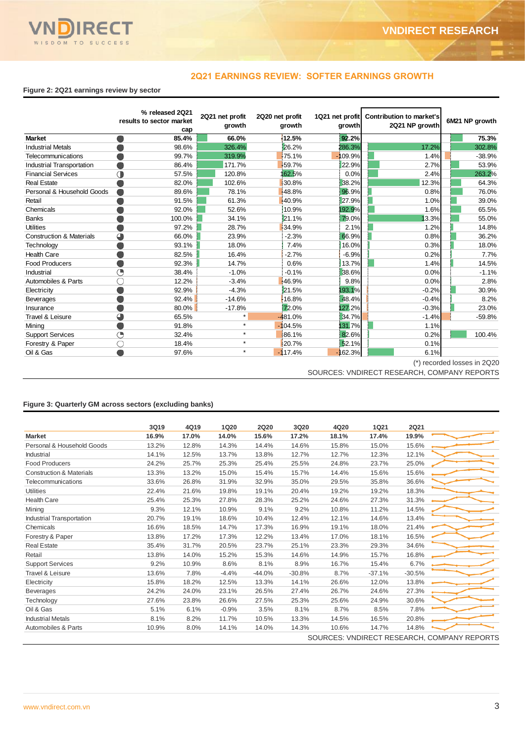## 2Q21 EARNINGS REVIEW: SOFTER EARNINGS GROWTH

**Figure 2: 2Q21 earnings review by sector**

| | % released 2Q21 results to sector market cap | 2Q21 net profit growth | 2Q20 net profit growth | 1Q21 net profit growth | Contribution to market's 2Q21 NP growth | 6M21 NP growth |
|---|---|---|---|---|---|---|
| **Market** | **85.4%** | **66.0%** | **12.5%** | **92.2%** | | **75.3%** |
| Industrial Metals | 98.6% | 326.4% | 26.2% | 286.3% | 17.2% | 302.8% |
| Telecommunications | 99.7% | 319.9% | 75.1% | -109.9% | 1.4% | -38.9% |
| Industrial Transportation | 86.4% | 171.7% | -59.7% | 22.9% | 2.7% | 53.9% |
| Financial Services | 57.5% | 120.8% | 162.5% | 0.0% | 2.4% | 263.2% |
| Real Estate | 82.0% | 102.6% | -30.8% | 38.2% | 12.3% | 64.3% |
| Personal & Household Goods | 89.6% | 78.1% | -48.8% | 96.9% | 0.8% | 76.0% |
| Retail | 91.5% | 61.3% | -40.9% | 27.9% | 1.0% | 39.0% |
| Chemicals | 92.0% | 52.6% | 10.9% | 192.9% | 1.6% | 65.5% |
| Banks | 100.0% | 34.1% | 21.1% | 79.0% | 13.3% | 55.0% |
| Utilities | 97.2% | 28.7% | -34.9% | 2.1% | 1.2% | 14.8% |
| Construction & Materials | 66.0% | 23.9% | -2.3% | 66.9% | 0.8% | 36.2% |
| Technology | 93.1% | 18.0% | 7.4% | 16.0% | 0.3% | 18.0% |
| Health Care | 82.5% | 16.4% | -2.7% | -6.9% | 0.2% | 7.7% |
| Food Producers | 92.3% | 14.7% | 0.6% | 13.7% | 1.4% | 14.5% |
| Industrial | 38.4% | -1.0% | -0.1% | 38.6% | 0.0% | -1.1% |
| Automobiles & Parts | 12.2% | -3.4% | -46.9% | 9.8% | 0.0% | 2.8% |
| Electricity | 92.9% | -4.3% | 21.5% | 193.1% | -0.2% | 30.9% |
| Beverages | 92.4% | -14.6% | -16.8% | 48.4% | -0.4% | 8.2% |
| Insurance | 80.0% | -17.8% | 72.0% | 127.2% | -0.3% | 23.0% |
| Travel & Leisure | 65.5% | * | -481.0% | 34.7% | -1.4% | -59.8% |
| Mining | 91.8% | * | -104.5% | 131.7% | 1.1% | |
| Support Services | 32.4% | * | 86.1% | 82.6% | 0.2% | 100.4% |
| Forestry & Paper | 18.4% | * | 20.7% | 52.1% | 0.1% | |
| Oil & Gas | 97.6% | * | -117.4% | -162.3% | 6.1% | |

(*) recorded losses in 2Q20

SOURCES: VNDIRECT RESEARCH, COMPANY REPORTS

**Figure 3: Quarterly GM across sectors (excluding banks)**

| | 3Q19 | 4Q19 | 1Q20 | 2Q20 | 3Q20 | 4Q20 | 1Q21 | 2Q21 |
|---|---|---|---|---|---|---|---|---|
| **Market** | **16.9%** | **17.0%** | **14.0%** | **15.6%** | **17.2%** | **18.1%** | **17.4%** | **19.9%** |
| Personal & Household Goods | 13.2% | 12.8% | 14.3% | 14.4% | 14.6% | 15.8% | 15.0% | 15.6% |
| Industrial | 14.1% | 12.5% | 13.7% | 13.8% | 12.7% | 12.7% | 12.3% | 12.1% |
| Food Producers | 24.2% | 25.7% | 25.3% | 25.4% | 25.5% | 24.8% | 23.7% | 25.0% |
| Construction & Materials | 13.3% | 13.2% | 15.0% | 15.4% | 15.7% | 14.4% | 15.6% | 15.6% |
| Telecommunications | 33.6% | 26.8% | 31.9% | 32.9% | 35.0% | 29.5% | 35.8% | 36.6% |
| Utilities | 22.4% | 21.6% | 19.8% | 19.1% | 20.4% | 19.2% | 19.2% | 18.3% |
| Health Care | 25.4% | 25.3% | 27.8% | 28.3% | 25.2% | 24.6% | 27.3% | 31.3% |
| Mining | 9.3% | 12.1% | 10.9% | 9.1% | 9.2% | 10.8% | 11.2% | 14.5% |
| Industrial Transportation | 20.7% | 19.1% | 18.6% | 10.4% | 12.4% | 12.1% | 14.6% | 13.4% |
| Chemicals | 16.6% | 18.5% | 14.7% | 17.3% | 16.9% | 19.1% | 18.0% | 21.4% |
| Forestry & Paper | 13.8% | 17.2% | 17.3% | 12.2% | 13.4% | 17.0% | 18.1% | 16.5% |
| Real Estate | 35.4% | 31.7% | 20.5% | 23.7% | 25.1% | 23.3% | 29.3% | 34.6% |
| Retail | 13.8% | 14.0% | 15.2% | 15.3% | 14.6% | 14.9% | 15.7% | 16.8% |
| Support Services | 9.2% | 10.9% | 8.6% | 8.1% | 8.9% | 16.7% | 15.4% | 6.7% |
| Travel & Leisure | 13.6% | 7.8% | -4.4% | -44.0% | -30.8% | 8.7% | -37.1% | -30.5% |
| Electricity | 15.8% | 18.2% | 12.5% | 13.3% | 14.1% | 26.6% | 12.0% | 13.8% |
| Beverages | 24.2% | 24.0% | 23.1% | 26.5% | 27.4% | 26.7% | 24.6% | 27.3% |
| Technology | 27.6% | 23.8% | 26.6% | 27.5% | 25.3% | 25.6% | 24.9% | 30.6% |
| Oil & Gas | 5.1% | 6.1% | -0.9% | 3.5% | 8.1% | 8.7% | 8.5% | 7.8% |
| Industrial Metals | 8.1% | 8.2% | 11.7% | 10.5% | 13.3% | 14.5% | 16.5% | 20.8% |
| Automobiles & Parts | 10.9% | 8.0% | 14.1% | 14.0% | 14.3% | 10.6% | 14.7% | 14.8% |

SOURCES: VNDIRECT RESEARCH, COMPANY REPORTS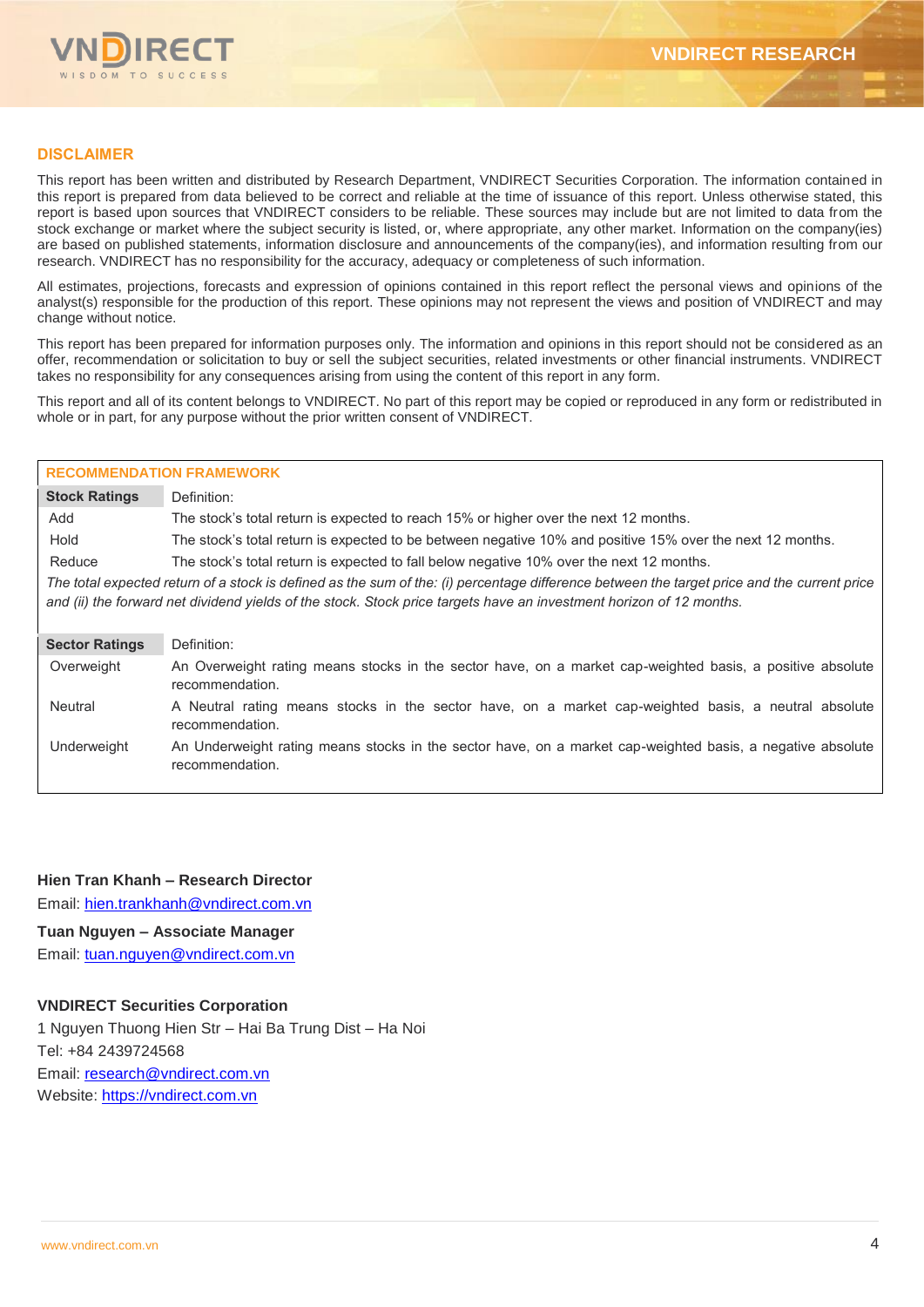## DISCLAIMER

This report has been written and distributed by Research Department, VNDIRECT Securities Corporation. The information contained in this report is prepared from data believed to be correct and reliable at the time of issuance of this report. Unless otherwise stated, this report is based upon sources that VNDIRECT considers to be reliable. These sources may include but are not limited to data from the stock exchange or market where the subject security is listed, or, where appropriate, any other market. Information on the company(ies) are based on published statements, information disclosure and announcements of the company(ies), and information resulting from our research. VNDIRECT has no responsibility for the accuracy, adequacy or completeness of such information.

All estimates, projections, forecasts and expression of opinions contained in this report reflect the personal views and opinions of the analyst(s) responsible for the production of this report. These opinions may not represent the views and position of VNDIRECT and may change without notice.

This report has been prepared for information purposes only. The information and opinions in this report should not be considered as an offer, recommendation or solicitation to buy or sell the subject securities, related investments or other financial instruments. VNDIRECT takes no responsibility for any consequences arising from using the content of this report in any form.

This report and all of its content belongs to VNDIRECT. No part of this report may be copied or reproduced in any form or redistributed in whole or in part, for any purpose without the prior written consent of VNDIRECT.

### RECOMMENDATION FRAMEWORK

| Stock Ratings | Definition: |
|---|---|
| Add | The stock's total return is expected to reach 15% or higher over the next 12 months. |
| Hold | The stock's total return is expected to be between negative 10% and positive 15% over the next 12 months. |
| Reduce | The stock's total return is expected to fall below negative 10% over the next 12 months. |

*The total expected return of a stock is defined as the sum of the: (i) percentage difference between the target price and the current price and (ii) the forward net dividend yields of the stock. Stock price targets have an investment horizon of 12 months.*

| Sector Ratings | Definition: |
|---|---|
| Overweight | An Overweight rating means stocks in the sector have, on a market cap-weighted basis, a positive absolute recommendation. |
| Neutral | A Neutral rating means stocks in the sector have, on a market cap-weighted basis, a neutral absolute recommendation. |
| Underweight | An Underweight rating means stocks in the sector have, on a market cap-weighted basis, a negative absolute recommendation. |

**Hien Tran Khanh – Research Director**
Email: hien.trankhanh@vndirect.com.vn

**Tuan Nguyen – Associate Manager**
Email: tuan.nguyen@vndirect.com.vn

**VNDIRECT Securities Corporation**
1 Nguyen Thuong Hien Str – Hai Ba Trung Dist – Ha Noi
Tel: +84 2439724568
Email: research@vndirect.com.vn
Website: https://vndirect.com.vn